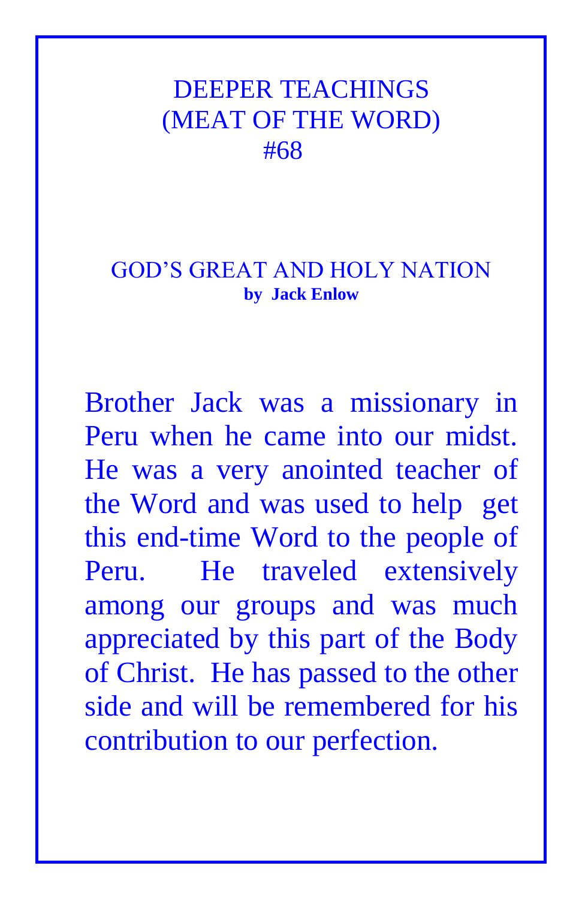# DEEPER TEACHINGS
# (MEAT OF THE WORD)
# #68

## GOD'S GREAT AND HOLY NATION

**by Jack Enlow**

Brother Jack was a missionary in Peru when he came into our midst. He was a very anointed teacher of the Word and was used to help get this end-time Word to the people of Peru. He traveled extensively among our groups and was much appreciated by this part of the Body of Christ. He has passed to the other side and will be remembered for his contribution to our perfection.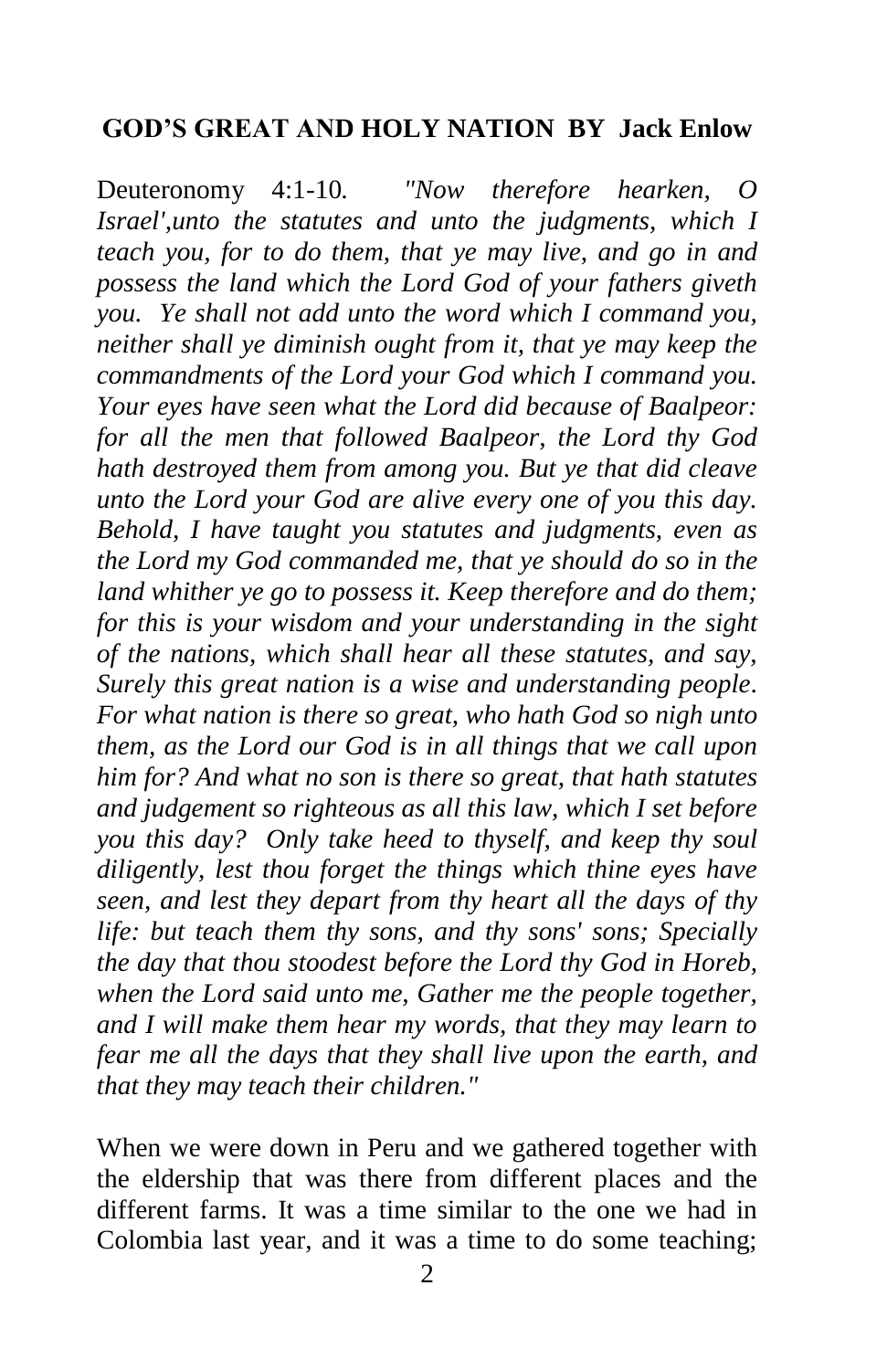## GOD'S GREAT AND HOLY NATION BY Jack Enlow

Deuteronomy 4:1-10. *"Now therefore hearken, O Israel',unto the statutes and unto the judgments, which I teach you, for to do them, that ye may live, and go in and possess the land which the Lord God of your fathers giveth you. Ye shall not add unto the word which I command you, neither shall ye diminish ought from it, that ye may keep the commandments of the Lord your God which I command you. Your eyes have seen what the Lord did because of Baalpeor: for all the men that followed Baalpeor, the Lord thy God hath destroyed them from among you. But ye that did cleave unto the Lord your God are alive every one of you this day. Behold, I have taught you statutes and judgments, even as the Lord my God commanded me, that ye should do so in the land whither ye go to possess it. Keep therefore and do them; for this is your wisdom and your understanding in the sight of the nations, which shall hear all these statutes, and say, Surely this great nation is a wise and understanding people. For what nation is there so great, who hath God so nigh unto them, as the Lord our God is in all things that we call upon him for? And what no son is there so great, that hath statutes and judgement so righteous as all this law, which I set before you this day? Only take heed to thyself, and keep thy soul diligently, lest thou forget the things which thine eyes have seen, and lest they depart from thy heart all the days of thy life: but teach them thy sons, and thy sons' sons; Specially the day that thou stoodest before the Lord thy God in Horeb, when the Lord said unto me, Gather me the people together, and I will make them hear my words, that they may learn to fear me all the days that they shall live upon the earth, and that they may teach their children."*

When we were down in Peru and we gathered together with the eldership that was there from different places and the different farms. It was a time similar to the one we had in Colombia last year, and it was a time to do some teaching;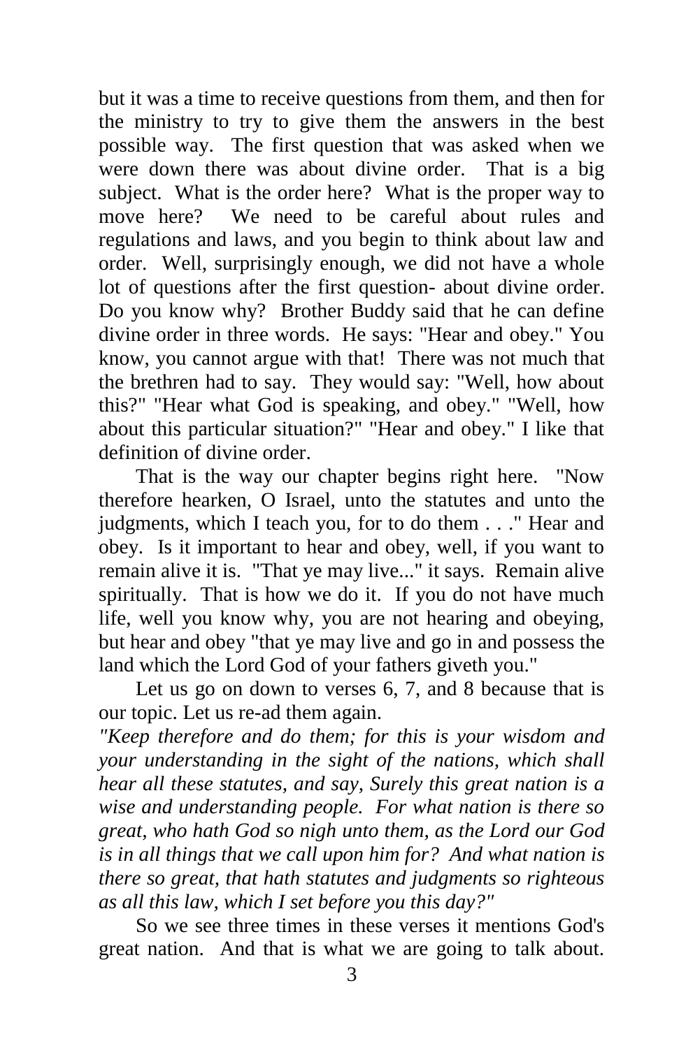but it was a time to receive questions from them, and then for the ministry to try to give them the answers in the best possible way. The first question that was asked when we were down there was about divine order. That is a big subject. What is the order here? What is the proper way to move here? We need to be careful about rules and regulations and laws, and you begin to think about law and order. Well, surprisingly enough, we did not have a whole lot of questions after the first question- about divine order. Do you know why? Brother Buddy said that he can define divine order in three words. He says: "Hear and obey." You know, you cannot argue with that! There was not much that the brethren had to say. They would say: "Well, how about this?" "Hear what God is speaking, and obey." "Well, how about this particular situation?" "Hear and obey." I like that definition of divine order.

That is the way our chapter begins right here. "Now therefore hearken, O Israel, unto the statutes and unto the judgments, which I teach you, for to do them . . ." Hear and obey. Is it important to hear and obey, well, if you want to remain alive it is. "That ye may live..." it says. Remain alive spiritually. That is how we do it. If you do not have much life, well you know why, you are not hearing and obeying, but hear and obey "that ye may live and go in and possess the land which the Lord God of your fathers giveth you."

Let us go on down to verses 6, 7, and 8 because that is our topic. Let us re-ad them again.

*"Keep therefore and do them; for this is your wisdom and your understanding in the sight of the nations, which shall hear all these statutes, and say, Surely this great nation is a wise and understanding people. For what nation is there so great, who hath God so nigh unto them, as the Lord our God is in all things that we call upon him for? And what nation is there so great, that hath statutes and judgments so righteous as all this law, which I set before you this day?"*

So we see three times in these verses it mentions God's great nation. And that is what we are going to talk about.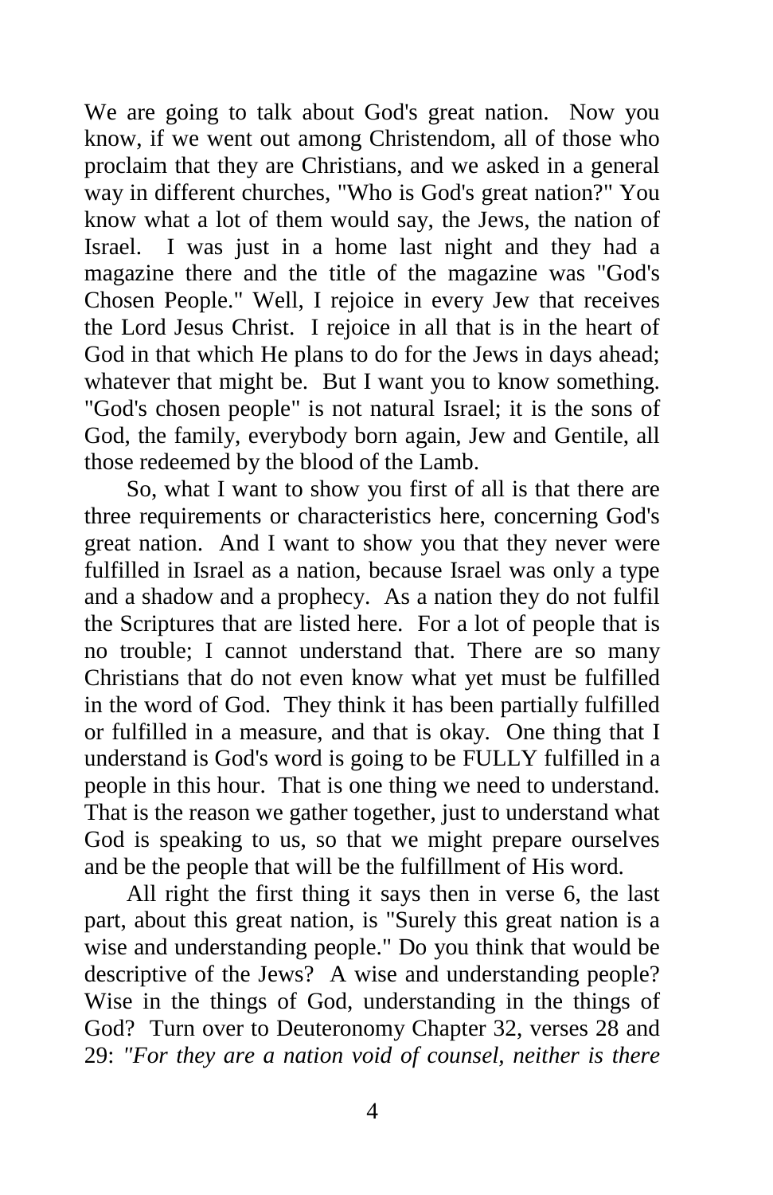We are going to talk about God's great nation. Now you know, if we went out among Christendom, all of those who proclaim that they are Christians, and we asked in a general way in different churches, "Who is God's great nation?" You know what a lot of them would say, the Jews, the nation of Israel. I was just in a home last night and they had a magazine there and the title of the magazine was "God's Chosen People." Well, I rejoice in every Jew that receives the Lord Jesus Christ. I rejoice in all that is in the heart of God in that which He plans to do for the Jews in days ahead; whatever that might be. But I want you to know something. "God's chosen people" is not natural Israel; it is the sons of God, the family, everybody born again, Jew and Gentile, all those redeemed by the blood of the Lamb.

So, what I want to show you first of all is that there are three requirements or characteristics here, concerning God's great nation. And I want to show you that they never were fulfilled in Israel as a nation, because Israel was only a type and a shadow and a prophecy. As a nation they do not fulfil the Scriptures that are listed here. For a lot of people that is no trouble; I cannot understand that. There are so many Christians that do not even know what yet must be fulfilled in the word of God. They think it has been partially fulfilled or fulfilled in a measure, and that is okay. One thing that I understand is God's word is going to be FULLY fulfilled in a people in this hour. That is one thing we need to understand. That is the reason we gather together, just to understand what God is speaking to us, so that we might prepare ourselves and be the people that will be the fulfillment of His word.

All right the first thing it says then in verse 6, the last part, about this great nation, is "Surely this great nation is a wise and understanding people." Do you think that would be descriptive of the Jews? A wise and understanding people? Wise in the things of God, understanding in the things of God? Turn over to Deuteronomy Chapter 32, verses 28 and 29: *"For they are a nation void of counsel, neither is there*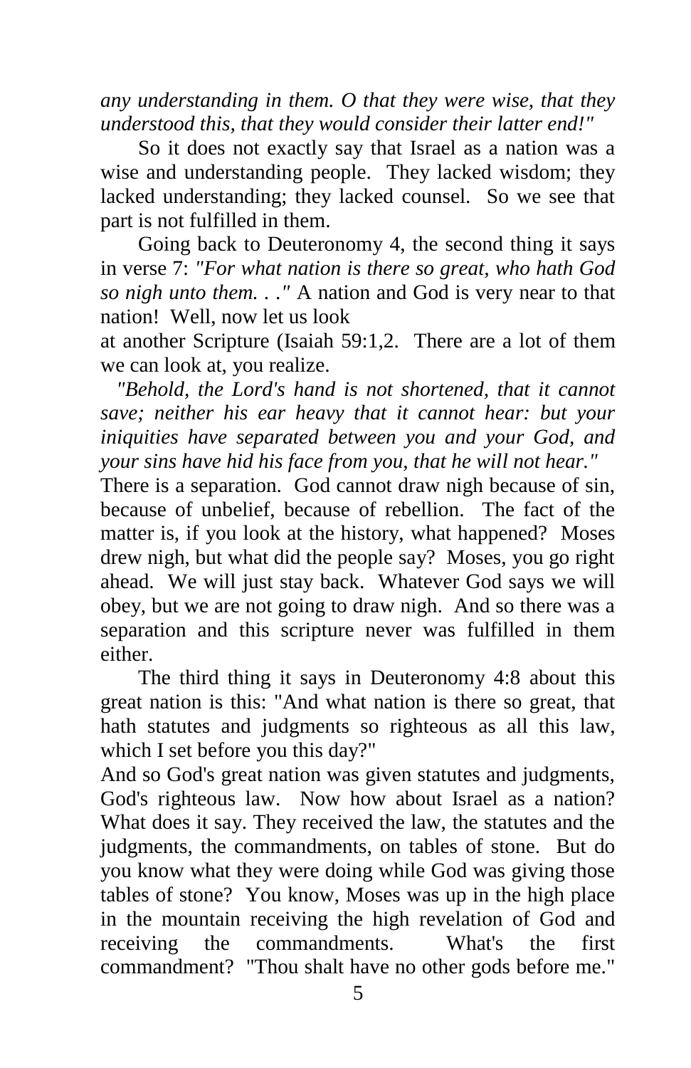*any understanding in them. O that they were wise, that they understood this, that they would consider their latter end!"*

So it does not exactly say that Israel as a nation was a wise and understanding people. They lacked wisdom; they lacked understanding; they lacked counsel. So we see that part is not fulfilled in them.

Going back to Deuteronomy 4, the second thing it says in verse 7: *"For what nation is there so great, who hath God so nigh unto them. . ."* A nation and God is very near to that nation! Well, now let us look at another Scripture (Isaiah 59:1,2. There are a lot of them we can look at, you realize.

*"Behold, the Lord's hand is not shortened, that it cannot save; neither his ear heavy that it cannot hear: but your iniquities have separated between you and your God, and your sins have hid his face from you, that he will not hear."*

There is a separation. God cannot draw nigh because of sin, because of unbelief, because of rebellion. The fact of the matter is, if you look at the history, what happened? Moses drew nigh, but what did the people say? Moses, you go right ahead. We will just stay back. Whatever God says we will obey, but we are not going to draw nigh. And so there was a separation and this scripture never was fulfilled in them either.

The third thing it says in Deuteronomy 4:8 about this great nation is this: "And what nation is there so great, that hath statutes and judgments so righteous as all this law, which I set before you this day?"

And so God's great nation was given statutes and judgments, God's righteous law. Now how about Israel as a nation? What does it say. They received the law, the statutes and the judgments, the commandments, on tables of stone. But do you know what they were doing while God was giving those tables of stone? You know, Moses was up in the high place in the mountain receiving the high revelation of God and receiving the commandments. What's the first commandment? "Thou shalt have no other gods before me."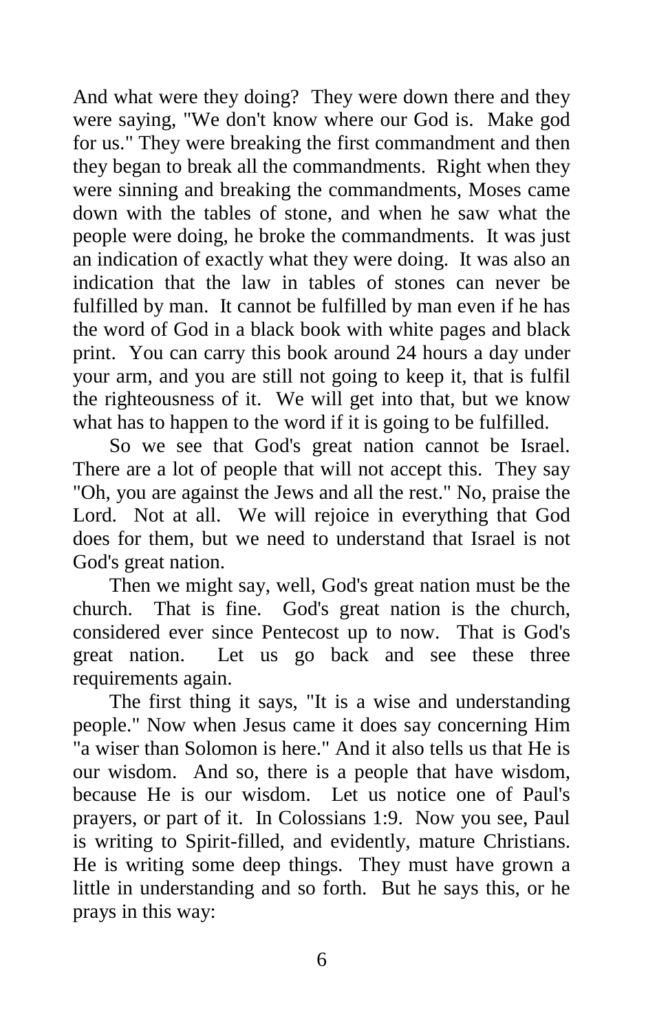And what were they doing? They were down there and they were saying, "We don't know where our God is. Make god for us." They were breaking the first commandment and then they began to break all the commandments. Right when they were sinning and breaking the commandments, Moses came down with the tables of stone, and when he saw what the people were doing, he broke the commandments. It was just an indication of exactly what they were doing. It was also an indication that the law in tables of stones can never be fulfilled by man. It cannot be fulfilled by man even if he has the word of God in a black book with white pages and black print. You can carry this book around 24 hours a day under your arm, and you are still not going to keep it, that is fulfil the righteousness of it. We will get into that, but we know what has to happen to the word if it is going to be fulfilled.

So we see that God's great nation cannot be Israel. There are a lot of people that will not accept this. They say "Oh, you are against the Jews and all the rest." No, praise the Lord. Not at all. We will rejoice in everything that God does for them, but we need to understand that Israel is not God's great nation.

Then we might say, well, God's great nation must be the church. That is fine. God's great nation is the church, considered ever since Pentecost up to now. That is God's great nation. Let us go back and see these three requirements again.

The first thing it says, "It is a wise and understanding people." Now when Jesus came it does say concerning Him "a wiser than Solomon is here." And it also tells us that He is our wisdom. And so, there is a people that have wisdom, because He is our wisdom. Let us notice one of Paul's prayers, or part of it. In Colossians 1:9. Now you see, Paul is writing to Spirit-filled, and evidently, mature Christians. He is writing some deep things. They must have grown a little in understanding and so forth. But he says this, or he prays in this way: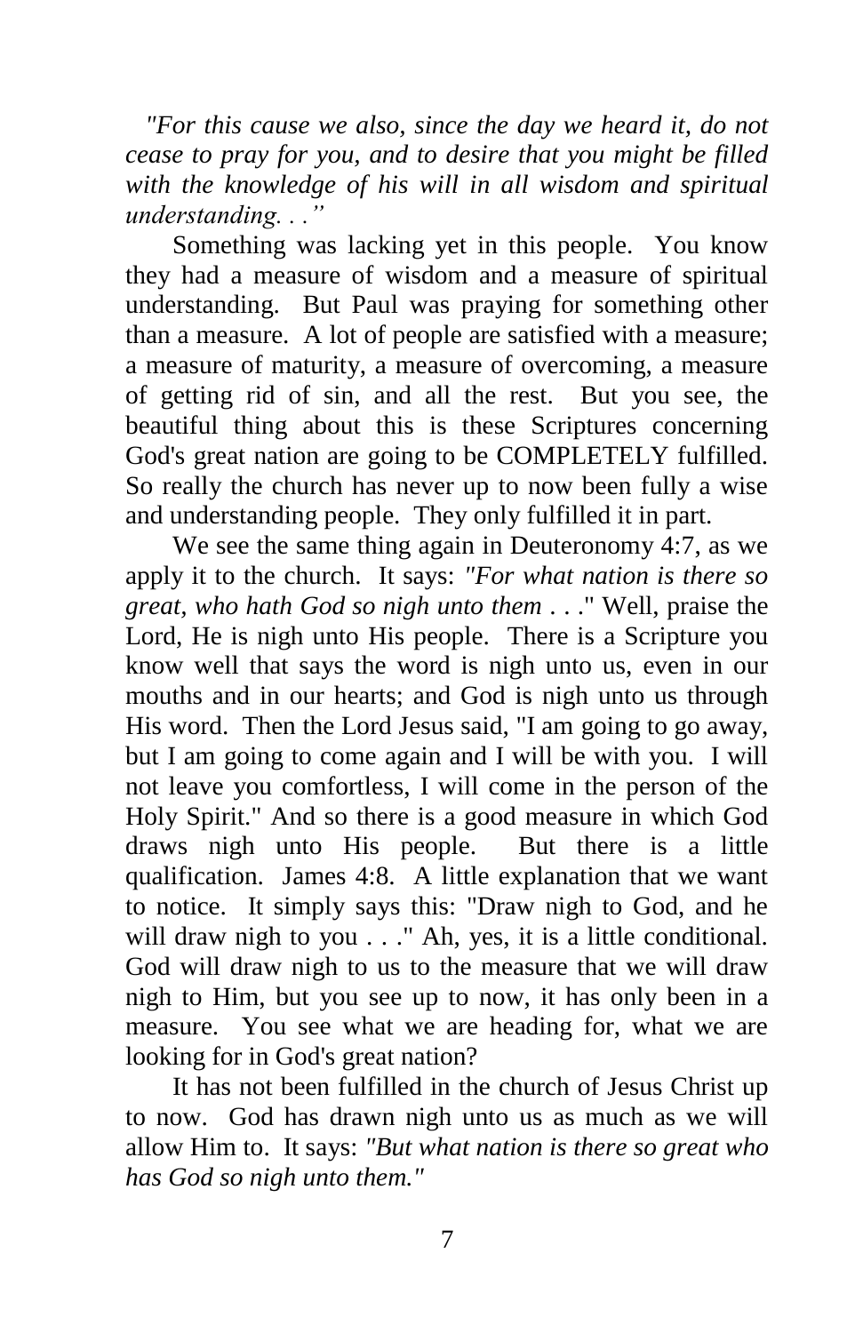*"For this cause we also, since the day we heard it, do not cease to pray for you, and to desire that you might be filled with the knowledge of his will in all wisdom and spiritual understanding. . ."*

Something was lacking yet in this people. You know they had a measure of wisdom and a measure of spiritual understanding. But Paul was praying for something other than a measure. A lot of people are satisfied with a measure; a measure of maturity, a measure of overcoming, a measure of getting rid of sin, and all the rest. But you see, the beautiful thing about this is these Scriptures concerning God's great nation are going to be COMPLETELY fulfilled. So really the church has never up to now been fully a wise and understanding people. They only fulfilled it in part.

We see the same thing again in Deuteronomy 4:7, as we apply it to the church. It says: *"For what nation is there so great, who hath God so nigh unto them* . . ." Well, praise the Lord, He is nigh unto His people. There is a Scripture you know well that says the word is nigh unto us, even in our mouths and in our hearts; and God is nigh unto us through His word. Then the Lord Jesus said, "I am going to go away, but I am going to come again and I will be with you. I will not leave you comfortless, I will come in the person of the Holy Spirit." And so there is a good measure in which God draws nigh unto His people. But there is a little qualification. James 4:8. A little explanation that we want to notice. It simply says this: "Draw nigh to God, and he will draw nigh to you . . ." Ah, yes, it is a little conditional. God will draw nigh to us to the measure that we will draw nigh to Him, but you see up to now, it has only been in a measure. You see what we are heading for, what we are looking for in God's great nation?

It has not been fulfilled in the church of Jesus Christ up to now. God has drawn nigh unto us as much as we will allow Him to. It says: *"But what nation is there so great who has God so nigh unto them."*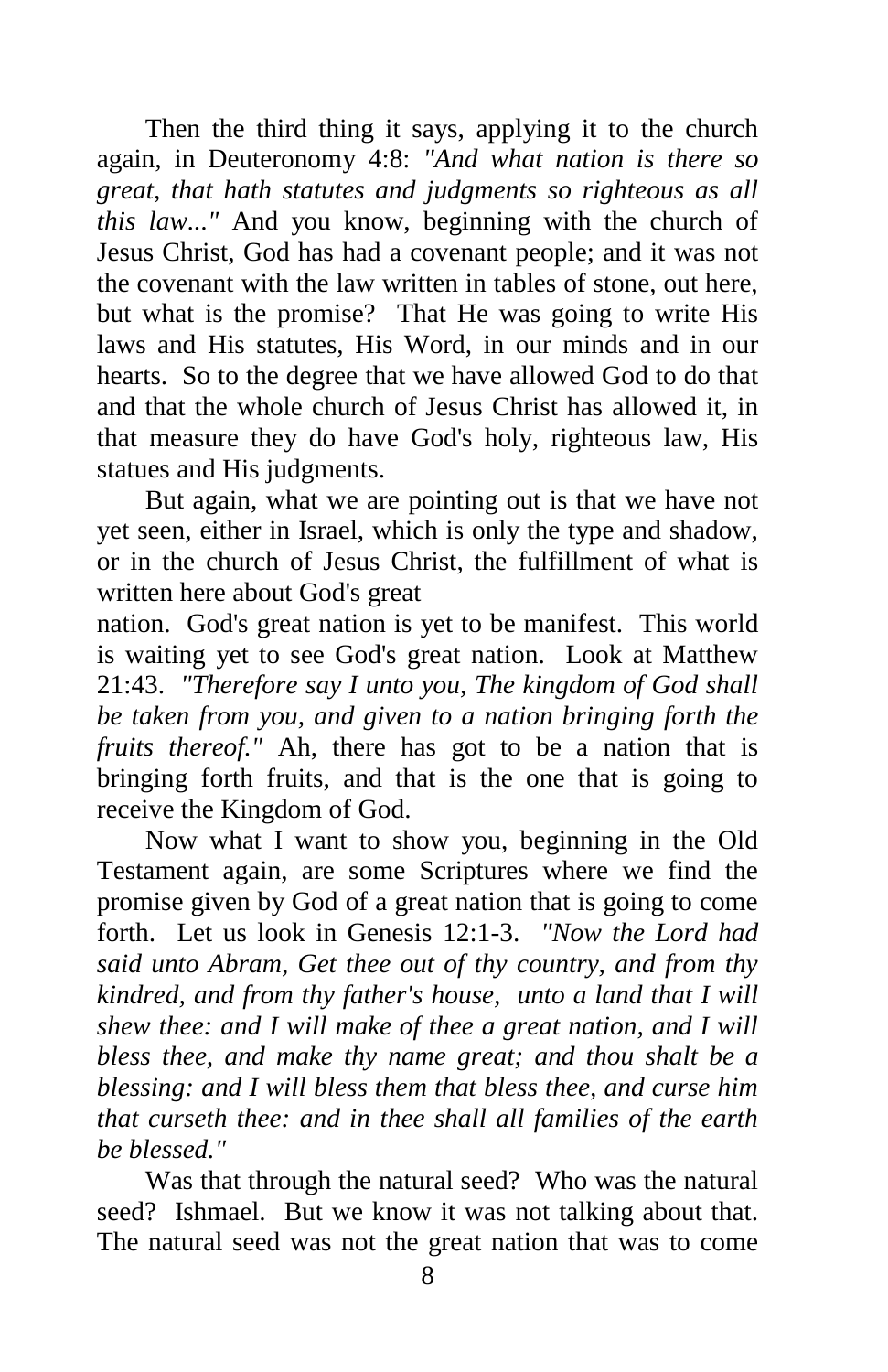Then the third thing it says, applying it to the church again, in Deuteronomy 4:8: *"And what nation is there so great, that hath statutes and judgments so righteous as all this law..."* And you know, beginning with the church of Jesus Christ, God has had a covenant people; and it was not the covenant with the law written in tables of stone, out here, but what is the promise? That He was going to write His laws and His statutes, His Word, in our minds and in our hearts. So to the degree that we have allowed God to do that and that the whole church of Jesus Christ has allowed it, in that measure they do have God's holy, righteous law, His statues and His judgments.

But again, what we are pointing out is that we have not yet seen, either in Israel, which is only the type and shadow, or in the church of Jesus Christ, the fulfillment of what is written here about God's great nation. God's great nation is yet to be manifest. This world is waiting yet to see God's great nation. Look at Matthew 21:43. *"Therefore say I unto you, The kingdom of God shall be taken from you, and given to a nation bringing forth the fruits thereof."* Ah, there has got to be a nation that is bringing forth fruits, and that is the one that is going to receive the Kingdom of God.

Now what I want to show you, beginning in the Old Testament again, are some Scriptures where we find the promise given by God of a great nation that is going to come forth. Let us look in Genesis 12:1-3. *"Now the Lord had said unto Abram, Get thee out of thy country, and from thy kindred, and from thy father's house, unto a land that I will shew thee: and I will make of thee a great nation, and I will bless thee, and make thy name great; and thou shalt be a blessing: and I will bless them that bless thee, and curse him that curseth thee: and in thee shall all families of the earth be blessed."*

Was that through the natural seed? Who was the natural seed? Ishmael. But we know it was not talking about that. The natural seed was not the great nation that was to come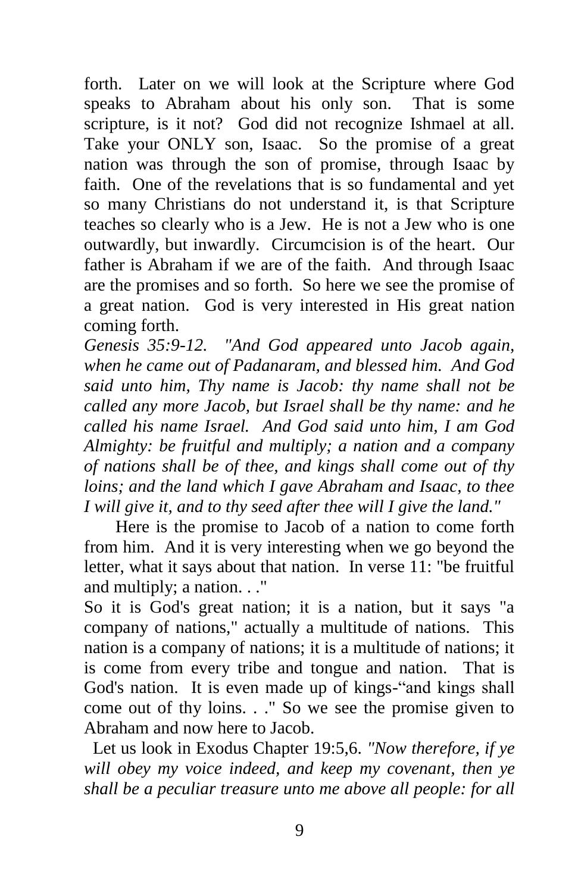forth. Later on we will look at the Scripture where God speaks to Abraham about his only son. That is some scripture, is it not? God did not recognize Ishmael at all. Take your ONLY son, Isaac. So the promise of a great nation was through the son of promise, through Isaac by faith. One of the revelations that is so fundamental and yet so many Christians do not understand it, is that Scripture teaches so clearly who is a Jew. He is not a Jew who is one outwardly, but inwardly. Circumcision is of the heart. Our father is Abraham if we are of the faith. And through Isaac are the promises and so forth. So here we see the promise of a great nation. God is very interested in His great nation coming forth.

*Genesis 35:9-12. "And God appeared unto Jacob again, when he came out of Padanaram, and blessed him. And God said unto him, Thy name is Jacob: thy name shall not be called any more Jacob, but Israel shall be thy name: and he called his name Israel. And God said unto him, I am God Almighty: be fruitful and multiply; a nation and a company of nations shall be of thee, and kings shall come out of thy loins; and the land which I gave Abraham and Isaac, to thee I will give it, and to thy seed after thee will I give the land."*

Here is the promise to Jacob of a nation to come forth from him. And it is very interesting when we go beyond the letter, what it says about that nation. In verse 11: "be fruitful and multiply; a nation. . ."

So it is God's great nation; it is a nation, but it says "a company of nations," actually a multitude of nations. This nation is a company of nations; it is a multitude of nations; it is come from every tribe and tongue and nation. That is God's nation. It is even made up of kings-"and kings shall come out of thy loins. . ." So we see the promise given to Abraham and now here to Jacob.

Let us look in Exodus Chapter 19:5,6. *"Now therefore, if ye will obey my voice indeed, and keep my covenant, then ye shall be a peculiar treasure unto me above all people: for all*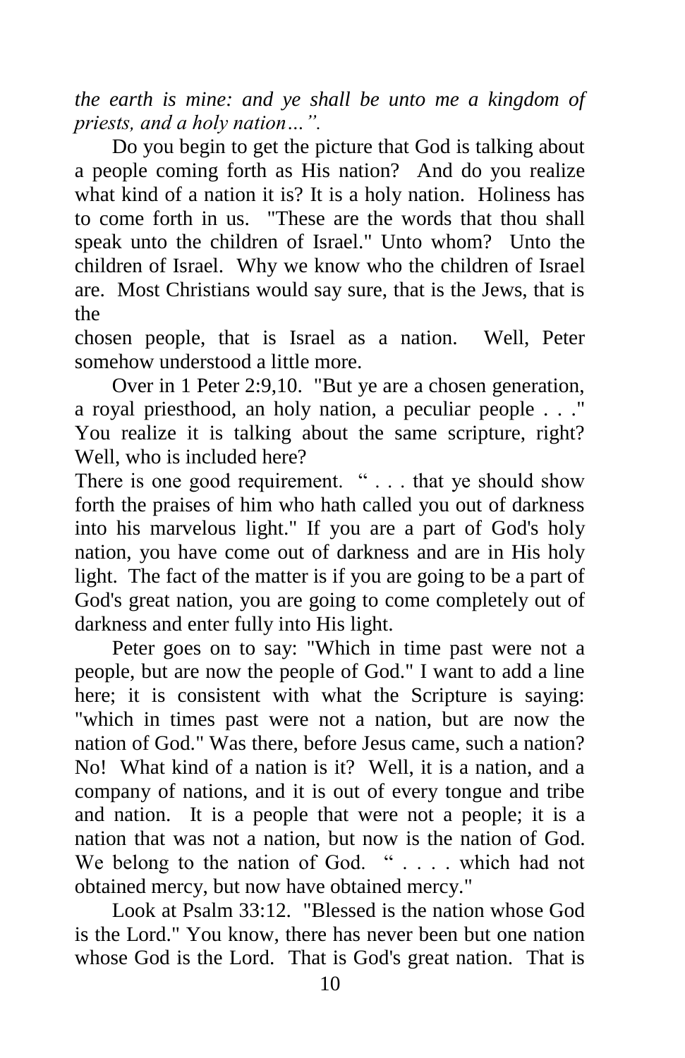*the earth is mine: and ye shall be unto me a kingdom of priests, and a holy nation…".*

Do you begin to get the picture that God is talking about a people coming forth as His nation? And do you realize what kind of a nation it is? It is a holy nation. Holiness has to come forth in us. "These are the words that thou shall speak unto the children of Israel." Unto whom? Unto the children of Israel. Why we know who the children of Israel are. Most Christians would say sure, that is the Jews, that is the chosen people, that is Israel as a nation. Well, Peter somehow understood a little more.

Over in 1 Peter 2:9,10. "But ye are a chosen generation, a royal priesthood, an holy nation, a peculiar people . . ." You realize it is talking about the same scripture, right? Well, who is included here?

There is one good requirement. " . . . that ye should show forth the praises of him who hath called you out of darkness into his marvelous light." If you are a part of God's holy nation, you have come out of darkness and are in His holy light. The fact of the matter is if you are going to be a part of God's great nation, you are going to come completely out of darkness and enter fully into His light.

Peter goes on to say: "Which in time past were not a people, but are now the people of God." I want to add a line here; it is consistent with what the Scripture is saying: "which in times past were not a nation, but are now the nation of God." Was there, before Jesus came, such a nation? No! What kind of a nation is it? Well, it is a nation, and a company of nations, and it is out of every tongue and tribe and nation. It is a people that were not a people; it is a nation that was not a nation, but now is the nation of God. We belong to the nation of God. " . . . . which had not obtained mercy, but now have obtained mercy."

Look at Psalm 33:12. "Blessed is the nation whose God is the Lord." You know, there has never been but one nation whose God is the Lord. That is God's great nation. That is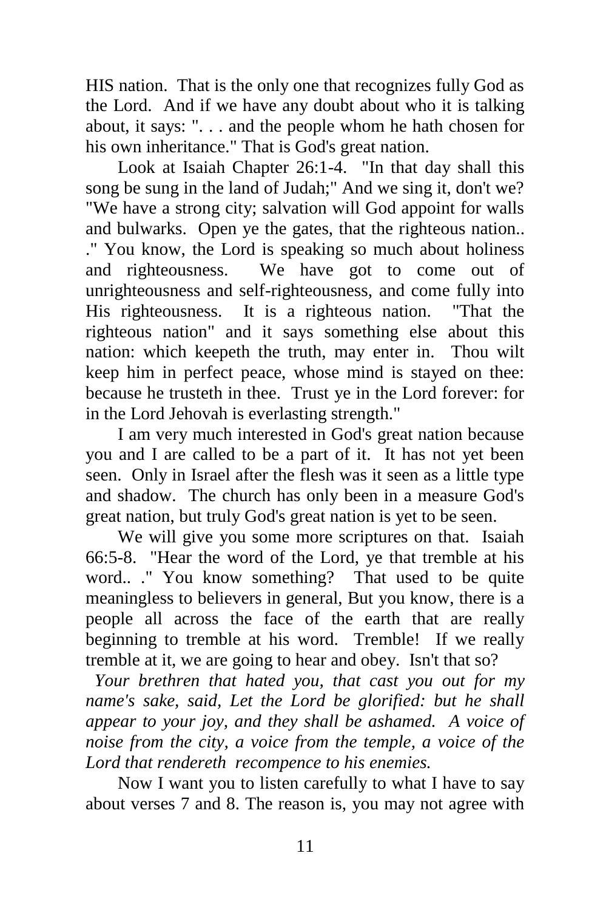HIS nation. That is the only one that recognizes fully God as the Lord. And if we have any doubt about who it is talking about, it says: ". . . and the people whom he hath chosen for his own inheritance." That is God's great nation.

Look at Isaiah Chapter 26:1-4. "In that day shall this song be sung in the land of Judah;" And we sing it, don't we? "We have a strong city; salvation will God appoint for walls and bulwarks. Open ye the gates, that the righteous nation.. ." You know, the Lord is speaking so much about holiness and righteousness. We have got to come out of unrighteousness and self-righteousness, and come fully into His righteousness. It is a righteous nation. "That the righteous nation" and it says something else about this nation: which keepeth the truth, may enter in. Thou wilt keep him in perfect peace, whose mind is stayed on thee: because he trusteth in thee. Trust ye in the Lord forever: for in the Lord Jehovah is everlasting strength."

I am very much interested in God's great nation because you and I are called to be a part of it. It has not yet been seen. Only in Israel after the flesh was it seen as a little type and shadow. The church has only been in a measure God's great nation, but truly God's great nation is yet to be seen.

We will give you some more scriptures on that. Isaiah 66:5-8. "Hear the word of the Lord, ye that tremble at his word.. ." You know something? That used to be quite meaningless to believers in general, But you know, there is a people all across the face of the earth that are really beginning to tremble at his word. Tremble! If we really tremble at it, we are going to hear and obey. Isn't that so?

*Your brethren that hated you, that cast you out for my name's sake, said, Let the Lord be glorified: but he shall appear to your joy, and they shall be ashamed. A voice of noise from the city, a voice from the temple, a voice of the Lord that rendereth recompence to his enemies.*

Now I want you to listen carefully to what I have to say about verses 7 and 8. The reason is, you may not agree with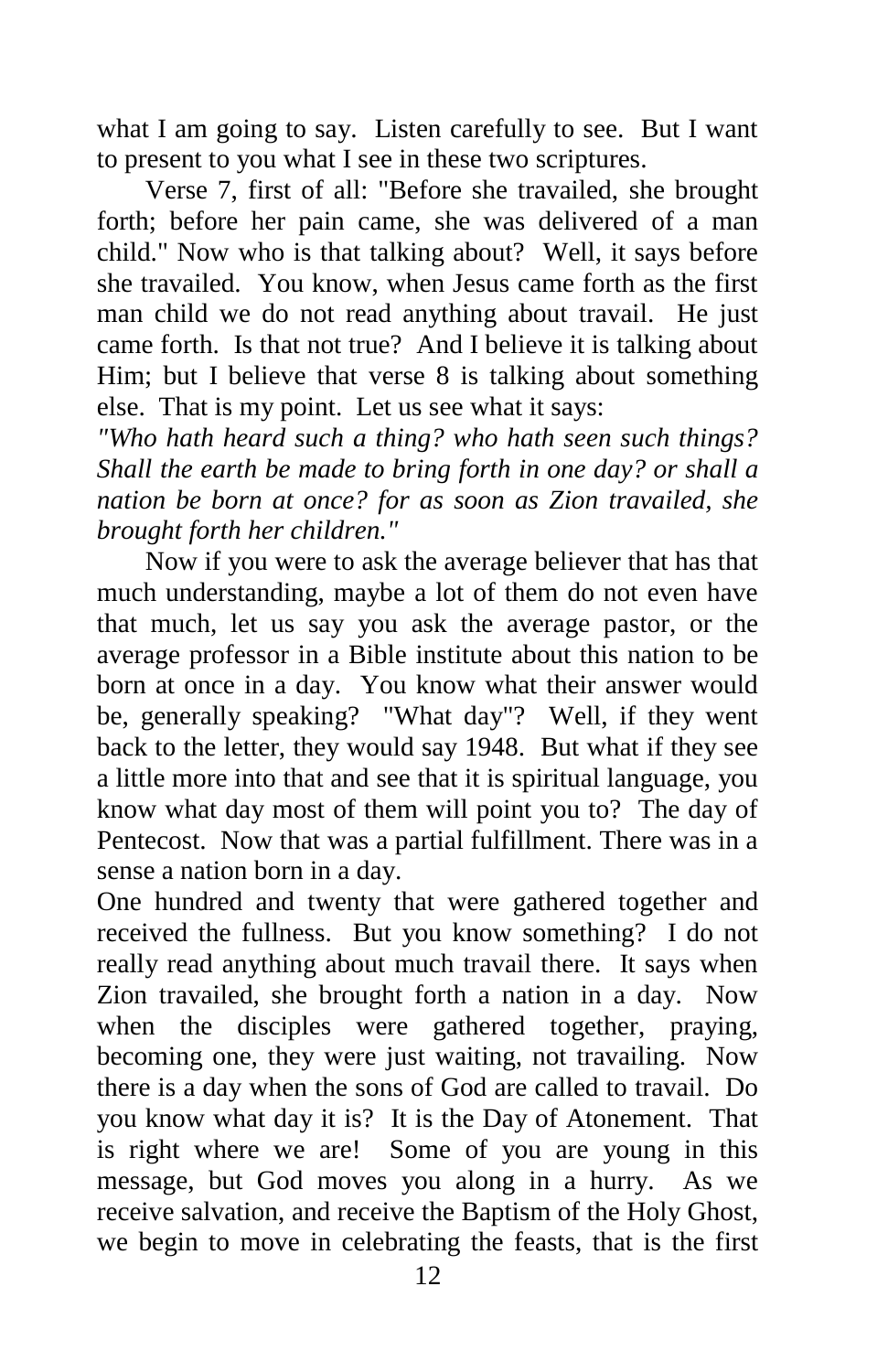what I am going to say. Listen carefully to see. But I want to present to you what I see in these two scriptures.

Verse 7, first of all: "Before she travailed, she brought forth; before her pain came, she was delivered of a man child." Now who is that talking about? Well, it says before she travailed. You know, when Jesus came forth as the first man child we do not read anything about travail. He just came forth. Is that not true? And I believe it is talking about Him; but I believe that verse 8 is talking about something else. That is my point. Let us see what it says:

*"Who hath heard such a thing? who hath seen such things? Shall the earth be made to bring forth in one day? or shall a nation be born at once? for as soon as Zion travailed, she brought forth her children."*

Now if you were to ask the average believer that has that much understanding, maybe a lot of them do not even have that much, let us say you ask the average pastor, or the average professor in a Bible institute about this nation to be born at once in a day. You know what their answer would be, generally speaking? "What day"? Well, if they went back to the letter, they would say 1948. But what if they see a little more into that and see that it is spiritual language, you know what day most of them will point you to? The day of Pentecost. Now that was a partial fulfillment. There was in a sense a nation born in a day.

One hundred and twenty that were gathered together and received the fullness. But you know something? I do not really read anything about much travail there. It says when Zion travailed, she brought forth a nation in a day. Now when the disciples were gathered together, praying, becoming one, they were just waiting, not travailing. Now there is a day when the sons of God are called to travail. Do you know what day it is? It is the Day of Atonement. That is right where we are! Some of you are young in this message, but God moves you along in a hurry. As we receive salvation, and receive the Baptism of the Holy Ghost, we begin to move in celebrating the feasts, that is the first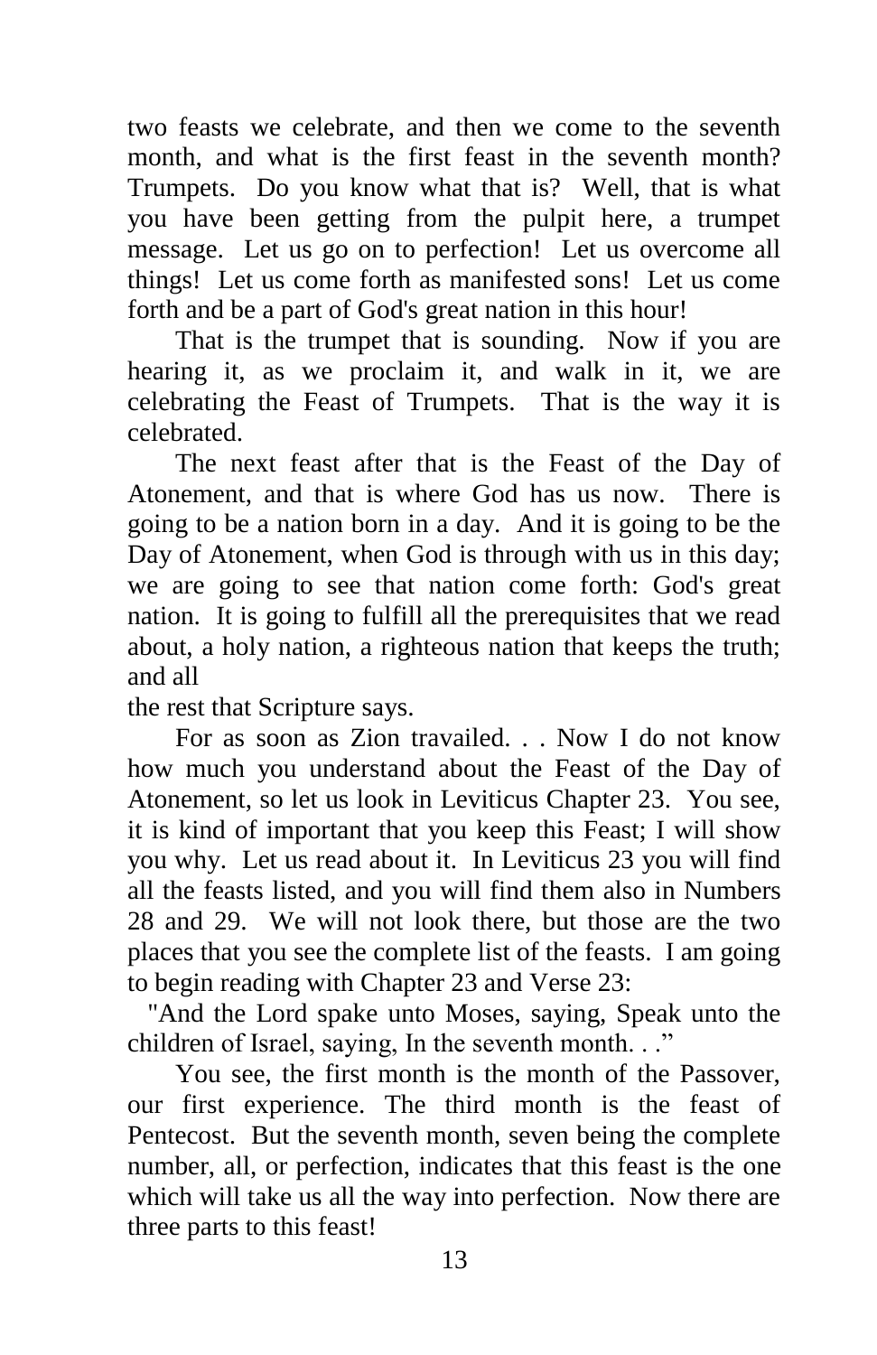two feasts we celebrate, and then we come to the seventh month, and what is the first feast in the seventh month? Trumpets. Do you know what that is? Well, that is what you have been getting from the pulpit here, a trumpet message. Let us go on to perfection! Let us overcome all things! Let us come forth as manifested sons! Let us come forth and be a part of God's great nation in this hour!

That is the trumpet that is sounding. Now if you are hearing it, as we proclaim it, and walk in it, we are celebrating the Feast of Trumpets. That is the way it is celebrated.

The next feast after that is the Feast of the Day of Atonement, and that is where God has us now. There is going to be a nation born in a day. And it is going to be the Day of Atonement, when God is through with us in this day; we are going to see that nation come forth: God's great nation. It is going to fulfill all the prerequisites that we read about, a holy nation, a righteous nation that keeps the truth; and all the rest that Scripture says.

For as soon as Zion travailed. . . Now I do not know how much you understand about the Feast of the Day of Atonement, so let us look in Leviticus Chapter 23. You see, it is kind of important that you keep this Feast; I will show you why. Let us read about it. In Leviticus 23 you will find all the feasts listed, and you will find them also in Numbers 28 and 29. We will not look there, but those are the two places that you see the complete list of the feasts. I am going to begin reading with Chapter 23 and Verse 23:

"And the Lord spake unto Moses, saying, Speak unto the children of Israel, saying, In the seventh month. . ."

You see, the first month is the month of the Passover, our first experience. The third month is the feast of Pentecost. But the seventh month, seven being the complete number, all, or perfection, indicates that this feast is the one which will take us all the way into perfection. Now there are three parts to this feast!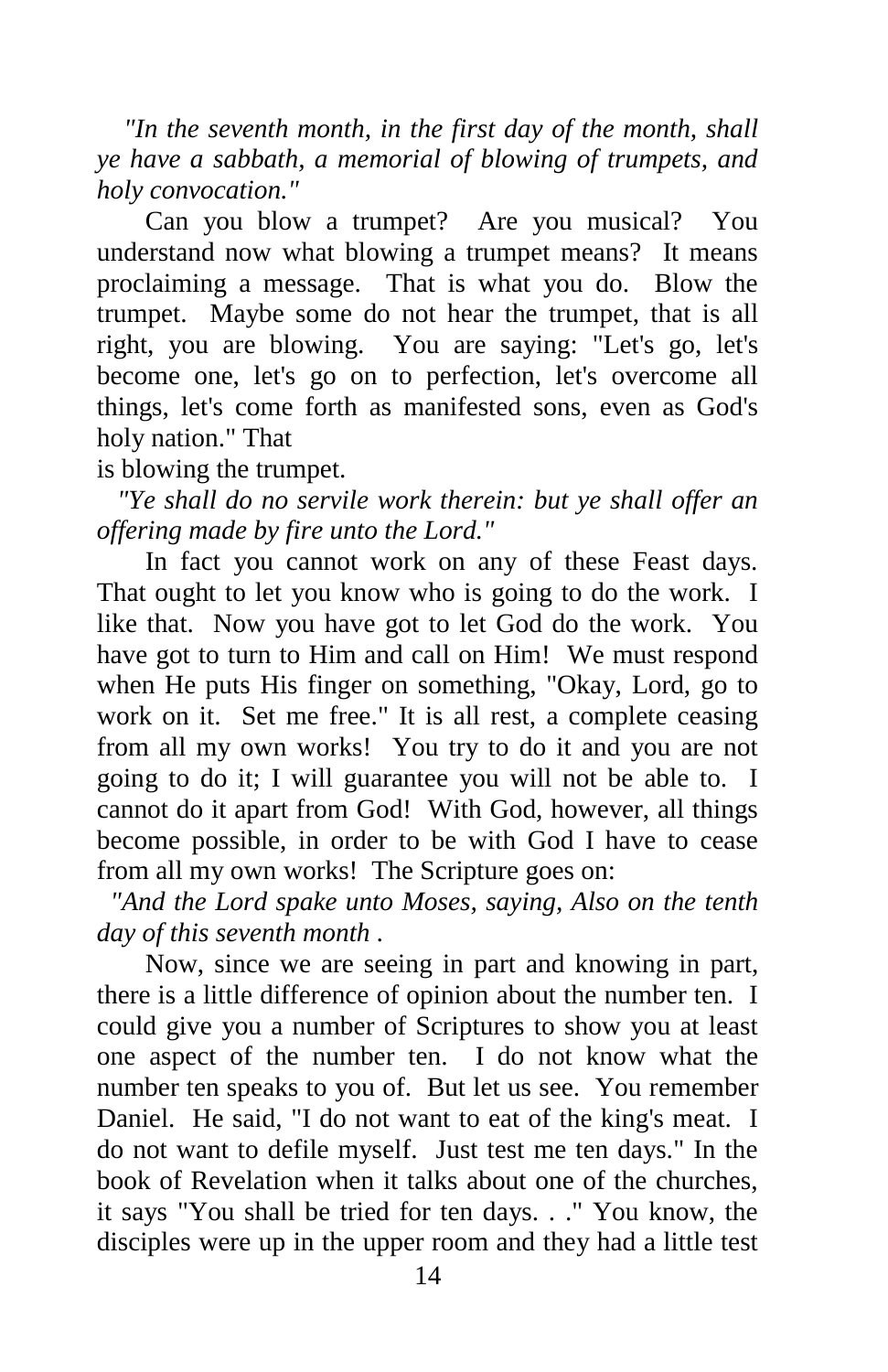*"In the seventh month, in the first day of the month, shall ye have a sabbath, a memorial of blowing of trumpets, and holy convocation."*

Can you blow a trumpet? Are you musical? You understand now what blowing a trumpet means? It means proclaiming a message. That is what you do. Blow the trumpet. Maybe some do not hear the trumpet, that is all right, you are blowing. You are saying: "Let's go, let's become one, let's go on to perfection, let's overcome all things, let's come forth as manifested sons, even as God's holy nation." That is blowing the trumpet.

*"Ye shall do no servile work therein: but ye shall offer an offering made by fire unto the Lord."*

In fact you cannot work on any of these Feast days. That ought to let you know who is going to do the work. I like that. Now you have got to let God do the work. You have got to turn to Him and call on Him! We must respond when He puts His finger on something, "Okay, Lord, go to work on it. Set me free." It is all rest, a complete ceasing from all my own works! You try to do it and you are not going to do it; I will guarantee you will not be able to. I cannot do it apart from God! With God, however, all things become possible, in order to be with God I have to cease from all my own works! The Scripture goes on:

*"And the Lord spake unto Moses, saying, Also on the tenth day of this seventh month .*

Now, since we are seeing in part and knowing in part, there is a little difference of opinion about the number ten. I could give you a number of Scriptures to show you at least one aspect of the number ten. I do not know what the number ten speaks to you of. But let us see. You remember Daniel. He said, "I do not want to eat of the king's meat. I do not want to defile myself. Just test me ten days." In the book of Revelation when it talks about one of the churches, it says "You shall be tried for ten days. . ." You know, the disciples were up in the upper room and they had a little test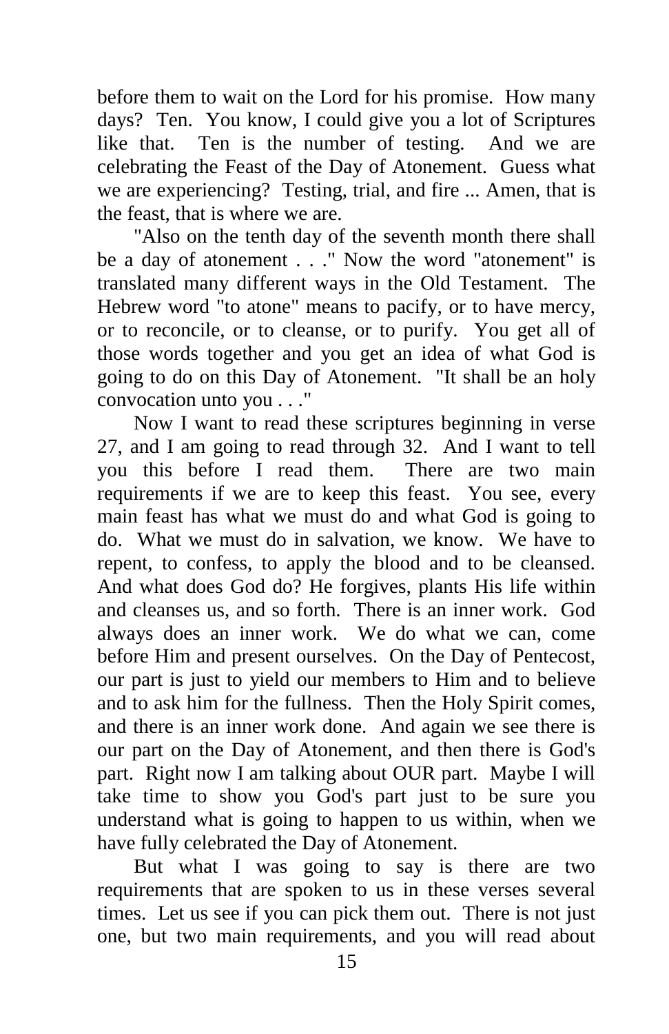before them to wait on the Lord for his promise. How many days? Ten. You know, I could give you a lot of Scriptures like that. Ten is the number of testing. And we are celebrating the Feast of the Day of Atonement. Guess what we are experiencing? Testing, trial, and fire ... Amen, that is the feast, that is where we are.

"Also on the tenth day of the seventh month there shall be a day of atonement . . ." Now the word "atonement" is translated many different ways in the Old Testament. The Hebrew word "to atone" means to pacify, or to have mercy, or to reconcile, or to cleanse, or to purify. You get all of those words together and you get an idea of what God is going to do on this Day of Atonement. "It shall be an holy convocation unto you . . ."

Now I want to read these scriptures beginning in verse 27, and I am going to read through 32. And I want to tell you this before I read them. There are two main requirements if we are to keep this feast. You see, every main feast has what we must do and what God is going to do. What we must do in salvation, we know. We have to repent, to confess, to apply the blood and to be cleansed. And what does God do? He forgives, plants His life within and cleanses us, and so forth. There is an inner work. God always does an inner work. We do what we can, come before Him and present ourselves. On the Day of Pentecost, our part is just to yield our members to Him and to believe and to ask him for the fullness. Then the Holy Spirit comes, and there is an inner work done. And again we see there is our part on the Day of Atonement, and then there is God's part. Right now I am talking about OUR part. Maybe I will take time to show you God's part just to be sure you understand what is going to happen to us within, when we have fully celebrated the Day of Atonement.

But what I was going to say is there are two requirements that are spoken to us in these verses several times. Let us see if you can pick them out. There is not just one, but two main requirements, and you will read about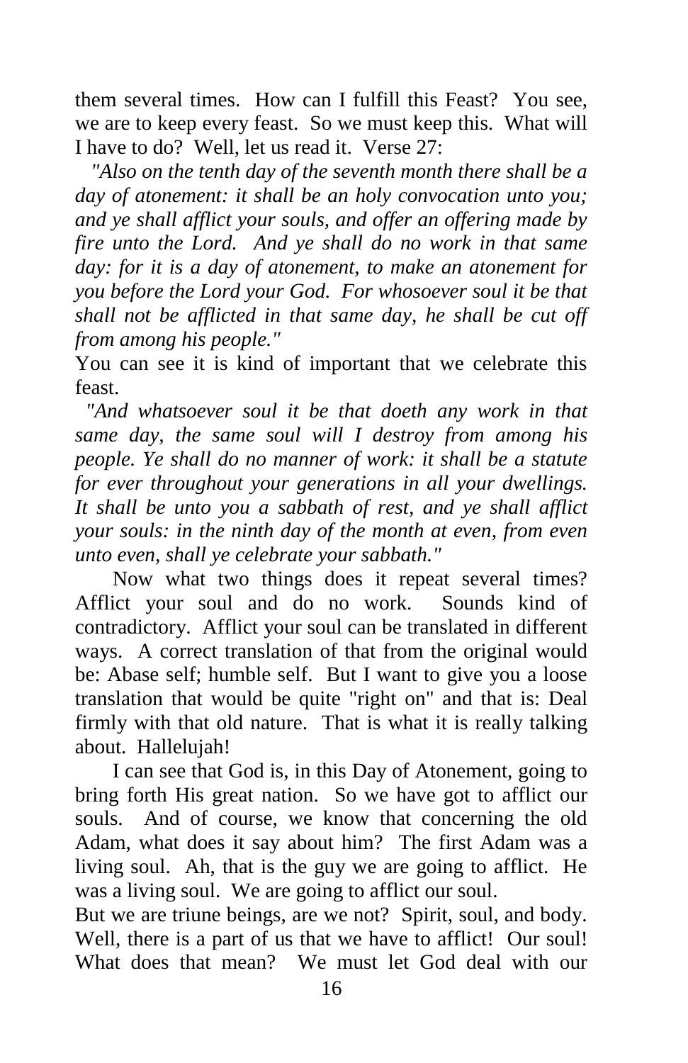them several times. How can I fulfill this Feast? You see, we are to keep every feast. So we must keep this. What will I have to do? Well, let us read it. Verse 27:

*"Also on the tenth day of the seventh month there shall be a day of atonement: it shall be an holy convocation unto you; and ye shall afflict your souls, and offer an offering made by fire unto the Lord. And ye shall do no work in that same day: for it is a day of atonement, to make an atonement for you before the Lord your God. For whosoever soul it be that shall not be afflicted in that same day, he shall be cut off from among his people."*

You can see it is kind of important that we celebrate this feast.

*"And whatsoever soul it be that doeth any work in that same day, the same soul will I destroy from among his people. Ye shall do no manner of work: it shall be a statute for ever throughout your generations in all your dwellings. It shall be unto you a sabbath of rest, and ye shall afflict your souls: in the ninth day of the month at even, from even unto even, shall ye celebrate your sabbath."*

Now what two things does it repeat several times? Afflict your soul and do no work. Sounds kind of contradictory. Afflict your soul can be translated in different ways. A correct translation of that from the original would be: Abase self; humble self. But I want to give you a loose translation that would be quite "right on" and that is: Deal firmly with that old nature. That is what it is really talking about. Hallelujah!

I can see that God is, in this Day of Atonement, going to bring forth His great nation. So we have got to afflict our souls. And of course, we know that concerning the old Adam, what does it say about him? The first Adam was a living soul. Ah, that is the guy we are going to afflict. He was a living soul. We are going to afflict our soul.

But we are triune beings, are we not? Spirit, soul, and body. Well, there is a part of us that we have to afflict! Our soul! What does that mean? We must let God deal with our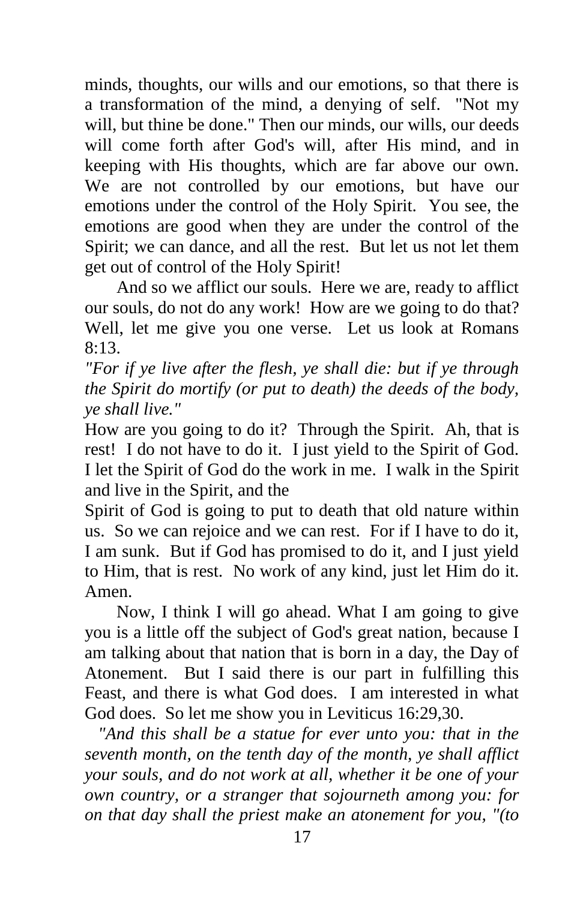minds, thoughts, our wills and our emotions, so that there is a transformation of the mind, a denying of self. "Not my will, but thine be done." Then our minds, our wills, our deeds will come forth after God's will, after His mind, and in keeping with His thoughts, which are far above our own. We are not controlled by our emotions, but have our emotions under the control of the Holy Spirit. You see, the emotions are good when they are under the control of the Spirit; we can dance, and all the rest. But let us not let them get out of control of the Holy Spirit!

And so we afflict our souls. Here we are, ready to afflict our souls, do not do any work! How are we going to do that? Well, let me give you one verse. Let us look at Romans 8:13.

*"For if ye live after the flesh, ye shall die: but if ye through the Spirit do mortify (or put to death) the deeds of the body, ye shall live."*

How are you going to do it? Through the Spirit. Ah, that is rest! I do not have to do it. I just yield to the Spirit of God. I let the Spirit of God do the work in me. I walk in the Spirit and live in the Spirit, and the Spirit of God is going to put to death that old nature within us. So we can rejoice and we can rest. For if I have to do it, I am sunk. But if God has promised to do it, and I just yield to Him, that is rest. No work of any kind, just let Him do it. Amen.

Now, I think I will go ahead. What I am going to give you is a little off the subject of God's great nation, because I am talking about that nation that is born in a day, the Day of Atonement. But I said there is our part in fulfilling this Feast, and there is what God does. I am interested in what God does. So let me show you in Leviticus 16:29,30.

*"And this shall be a statue for ever unto you: that in the seventh month, on the tenth day of the month, ye shall afflict your souls, and do not work at all, whether it be one of your own country, or a stranger that sojourneth among you: for on that day shall the priest make an atonement for you, "(to*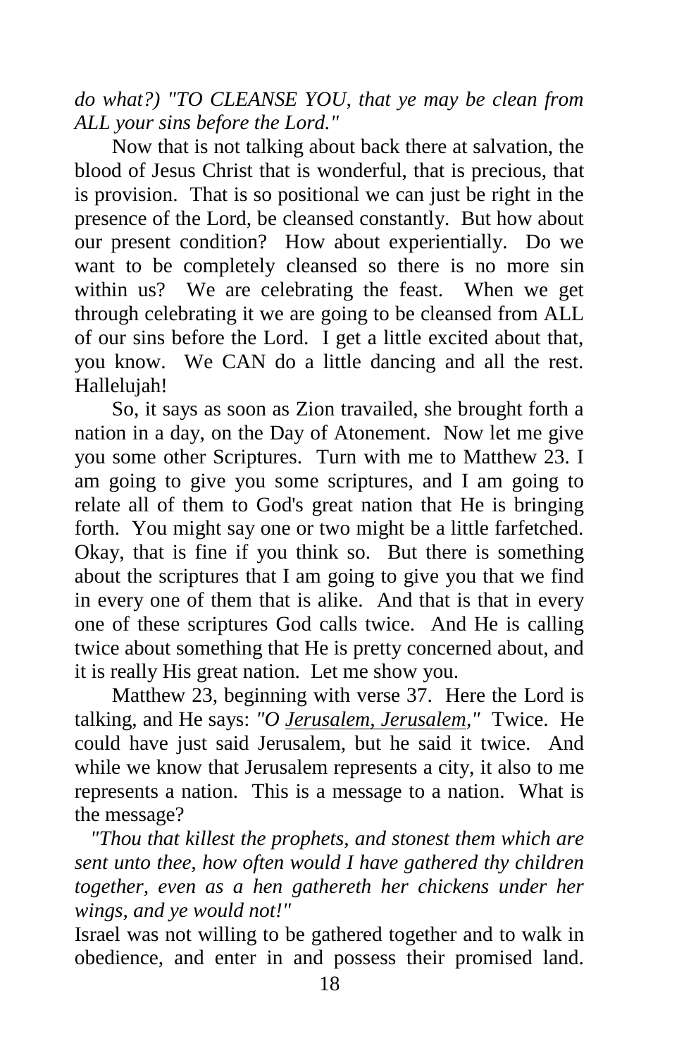*do what?) "TO CLEANSE YOU, that ye may be clean from ALL your sins before the Lord."*

Now that is not talking about back there at salvation, the blood of Jesus Christ that is wonderful, that is precious, that is provision. That is so positional we can just be right in the presence of the Lord, be cleansed constantly. But how about our present condition? How about experientially. Do we want to be completely cleansed so there is no more sin within us? We are celebrating the feast. When we get through celebrating it we are going to be cleansed from ALL of our sins before the Lord. I get a little excited about that, you know. We CAN do a little dancing and all the rest. Hallelujah!

So, it says as soon as Zion travailed, she brought forth a nation in a day, on the Day of Atonement. Now let me give you some other Scriptures. Turn with me to Matthew 23. I am going to give you some scriptures, and I am going to relate all of them to God's great nation that He is bringing forth. You might say one or two might be a little farfetched. Okay, that is fine if you think so. But there is something about the scriptures that I am going to give you that we find in every one of them that is alike. And that is that in every one of these scriptures God calls twice. And He is calling twice about something that He is pretty concerned about, and it is really His great nation. Let me show you.

Matthew 23, beginning with verse 37. Here the Lord is talking, and He says: *"O <u>Jerusalem, Jerusalem</u>,"* Twice. He could have just said Jerusalem, but he said it twice. And while we know that Jerusalem represents a city, it also to me represents a nation. This is a message to a nation. What is the message?

*"Thou that killest the prophets, and stonest them which are sent unto thee, how often would I have gathered thy children together, even as a hen gathereth her chickens under her wings, and ye would not!"*

Israel was not willing to be gathered together and to walk in obedience, and enter in and possess their promised land.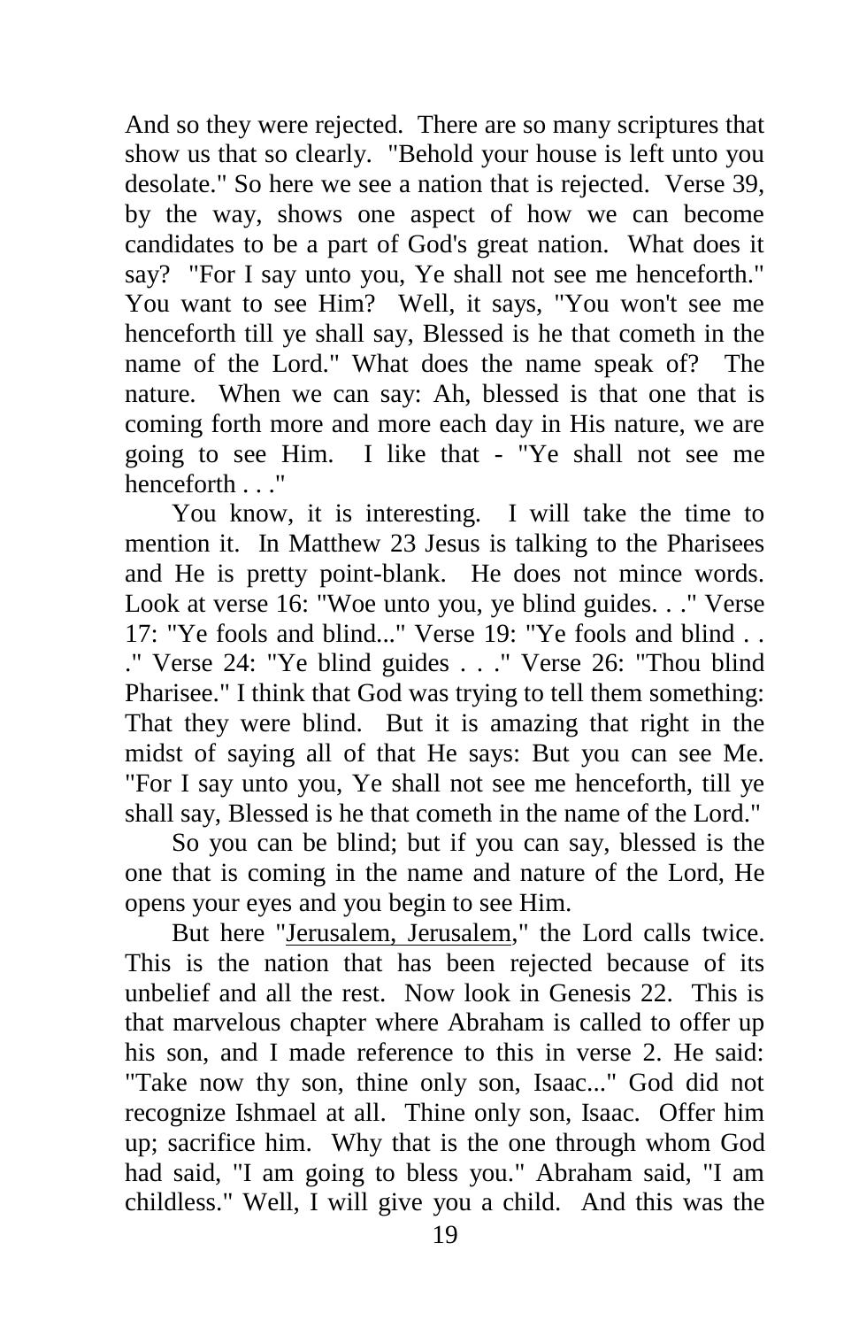And so they were rejected. There are so many scriptures that show us that so clearly. "Behold your house is left unto you desolate." So here we see a nation that is rejected. Verse 39, by the way, shows one aspect of how we can become candidates to be a part of God's great nation. What does it say? "For I say unto you, Ye shall not see me henceforth." You want to see Him? Well, it says, "You won't see me henceforth till ye shall say, Blessed is he that cometh in the name of the Lord." What does the name speak of? The nature. When we can say: Ah, blessed is that one that is coming forth more and more each day in His nature, we are going to see Him. I like that - "Ye shall not see me henceforth . . ."

You know, it is interesting. I will take the time to mention it. In Matthew 23 Jesus is talking to the Pharisees and He is pretty point-blank. He does not mince words. Look at verse 16: "Woe unto you, ye blind guides. . ." Verse 17: "Ye fools and blind..." Verse 19: "Ye fools and blind . . ." Verse 24: "Ye blind guides . . ." Verse 26: "Thou blind Pharisee." I think that God was trying to tell them something: That they were blind. But it is amazing that right in the midst of saying all of that He says: But you can see Me. "For I say unto you, Ye shall not see me henceforth, till ye shall say, Blessed is he that cometh in the name of the Lord."

So you can be blind; but if you can say, blessed is the one that is coming in the name and nature of the Lord, He opens your eyes and you begin to see Him.

But here "<u>Jerusalem, Jerusalem</u>," the Lord calls twice. This is the nation that has been rejected because of its unbelief and all the rest. Now look in Genesis 22. This is that marvelous chapter where Abraham is called to offer up his son, and I made reference to this in verse 2. He said: "Take now thy son, thine only son, Isaac..." God did not recognize Ishmael at all. Thine only son, Isaac. Offer him up; sacrifice him. Why that is the one through whom God had said, "I am going to bless you." Abraham said, "I am childless." Well, I will give you a child. And this was the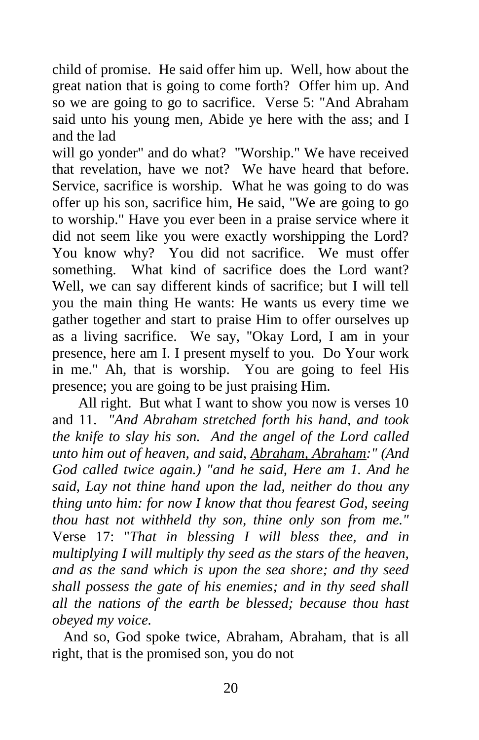child of promise. He said offer him up. Well, how about the great nation that is going to come forth? Offer him up. And so we are going to go to sacrifice. Verse 5: "And Abraham said unto his young men, Abide ye here with the ass; and I and the lad
will go yonder" and do what? "Worship." We have received that revelation, have we not? We have heard that before. Service, sacrifice is worship. What he was going to do was offer up his son, sacrifice him, He said, "We are going to go to worship." Have you ever been in a praise service where it did not seem like you were exactly worshipping the Lord? You know why? You did not sacrifice. We must offer something. What kind of sacrifice does the Lord want? Well, we can say different kinds of sacrifice; but I will tell you the main thing He wants: He wants us every time we gather together and start to praise Him to offer ourselves up as a living sacrifice. We say, "Okay Lord, I am in your presence, here am I. I present myself to you. Do Your work in me." Ah, that is worship. You are going to feel His presence; you are going to be just praising Him.

All right. But what I want to show you now is verses 10 and 11. *"And Abraham stretched forth his hand, and took the knife to slay his son. And the angel of the Lord called unto him out of heaven, and said, Abraham, Abraham:" (And God called twice again.) "and he said, Here am 1. And he said, Lay not thine hand upon the lad, neither do thou any thing unto him: for now I know that thou fearest God, seeing thou hast not withheld thy son, thine only son from me."* Verse 17: "*That in blessing I will bless thee, and in multiplying I will multiply thy seed as the stars of the heaven, and as the sand which is upon the sea shore; and thy seed shall possess the gate of his enemies; and in thy seed shall all the nations of the earth be blessed; because thou hast obeyed my voice.*

And so, God spoke twice, Abraham, Abraham, that is all right, that is the promised son, you do not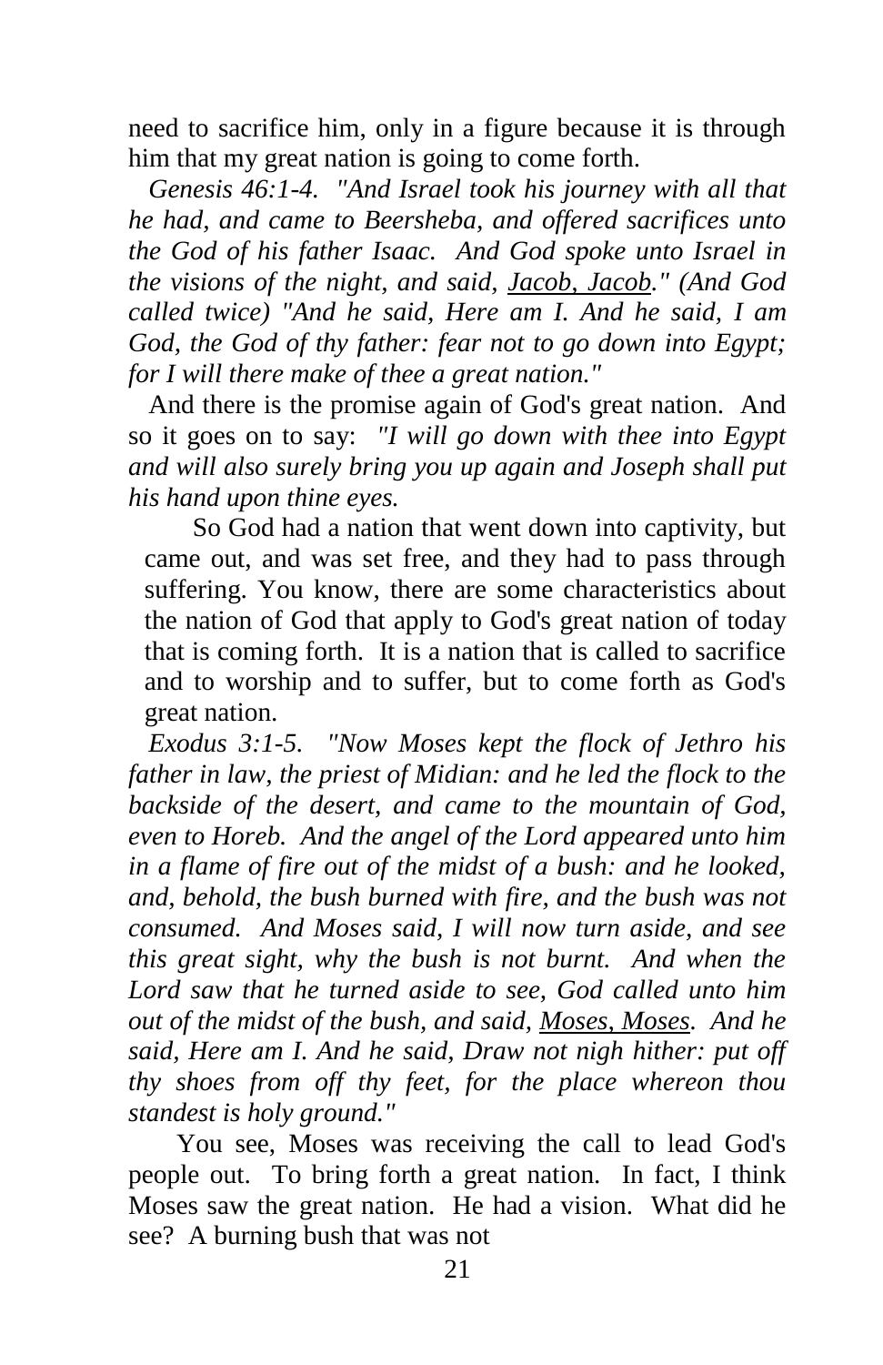need to sacrifice him, only in a figure because it is through him that my great nation is going to come forth.

*Genesis 46:1-4. "And Israel took his journey with all that he had, and came to Beersheba, and offered sacrifices unto the God of his father Isaac. And God spoke unto Israel in the visions of the night, and said, <u>Jacob, Jacob</u>." (And God called twice) "And he said, Here am I. And he said, I am God, the God of thy father: fear not to go down into Egypt; for I will there make of thee a great nation."*

And there is the promise again of God's great nation. And so it goes on to say: *"I will go down with thee into Egypt and will also surely bring you up again and Joseph shall put his hand upon thine eyes.*

So God had a nation that went down into captivity, but came out, and was set free, and they had to pass through suffering. You know, there are some characteristics about the nation of God that apply to God's great nation of today that is coming forth. It is a nation that is called to sacrifice and to worship and to suffer, but to come forth as God's great nation.

*Exodus 3:1-5. "Now Moses kept the flock of Jethro his father in law, the priest of Midian: and he led the flock to the backside of the desert, and came to the mountain of God, even to Horeb. And the angel of the Lord appeared unto him in a flame of fire out of the midst of a bush: and he looked, and, behold, the bush burned with fire, and the bush was not consumed. And Moses said, I will now turn aside, and see this great sight, why the bush is not burnt. And when the Lord saw that he turned aside to see, God called unto him out of the midst of the bush, and said, <u>Moses, Moses</u>. And he said, Here am I. And he said, Draw not nigh hither: put off thy shoes from off thy feet, for the place whereon thou standest is holy ground."*

You see, Moses was receiving the call to lead God's people out. To bring forth a great nation. In fact, I think Moses saw the great nation. He had a vision. What did he see? A burning bush that was not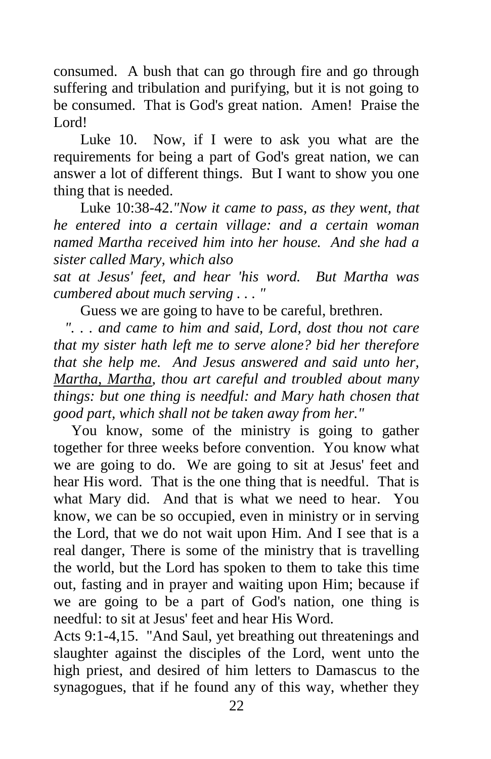consumed. A bush that can go through fire and go through suffering and tribulation and purifying, but it is not going to be consumed. That is God's great nation. Amen! Praise the Lord!

Luke 10. Now, if I were to ask you what are the requirements for being a part of God's great nation, we can answer a lot of different things. But I want to show you one thing that is needed.

Luke 10:38-42.*"Now it came to pass, as they went, that he entered into a certain village: and a certain woman named Martha received him into her house. And she had a sister called Mary, which also sat at Jesus' feet, and hear 'his word. But Martha was cumbered about much serving . . . "*

Guess we are going to have to be careful, brethren.

*". . . and came to him and said, Lord, dost thou not care that my sister hath left me to serve alone? bid her therefore that she help me. And Jesus answered and said unto her, <u>Martha, Martha</u>, thou art careful and troubled about many things: but one thing is needful: and Mary hath chosen that good part, which shall not be taken away from her."*

You know, some of the ministry is going to gather together for three weeks before convention. You know what we are going to do. We are going to sit at Jesus' feet and hear His word. That is the one thing that is needful. That is what Mary did. And that is what we need to hear. You know, we can be so occupied, even in ministry or in serving the Lord, that we do not wait upon Him. And I see that is a real danger, There is some of the ministry that is travelling the world, but the Lord has spoken to them to take this time out, fasting and in prayer and waiting upon Him; because if we are going to be a part of God's nation, one thing is needful: to sit at Jesus' feet and hear His Word.

Acts 9:1-4,15. "And Saul, yet breathing out threatenings and slaughter against the disciples of the Lord, went unto the high priest, and desired of him letters to Damascus to the synagogues, that if he found any of this way, whether they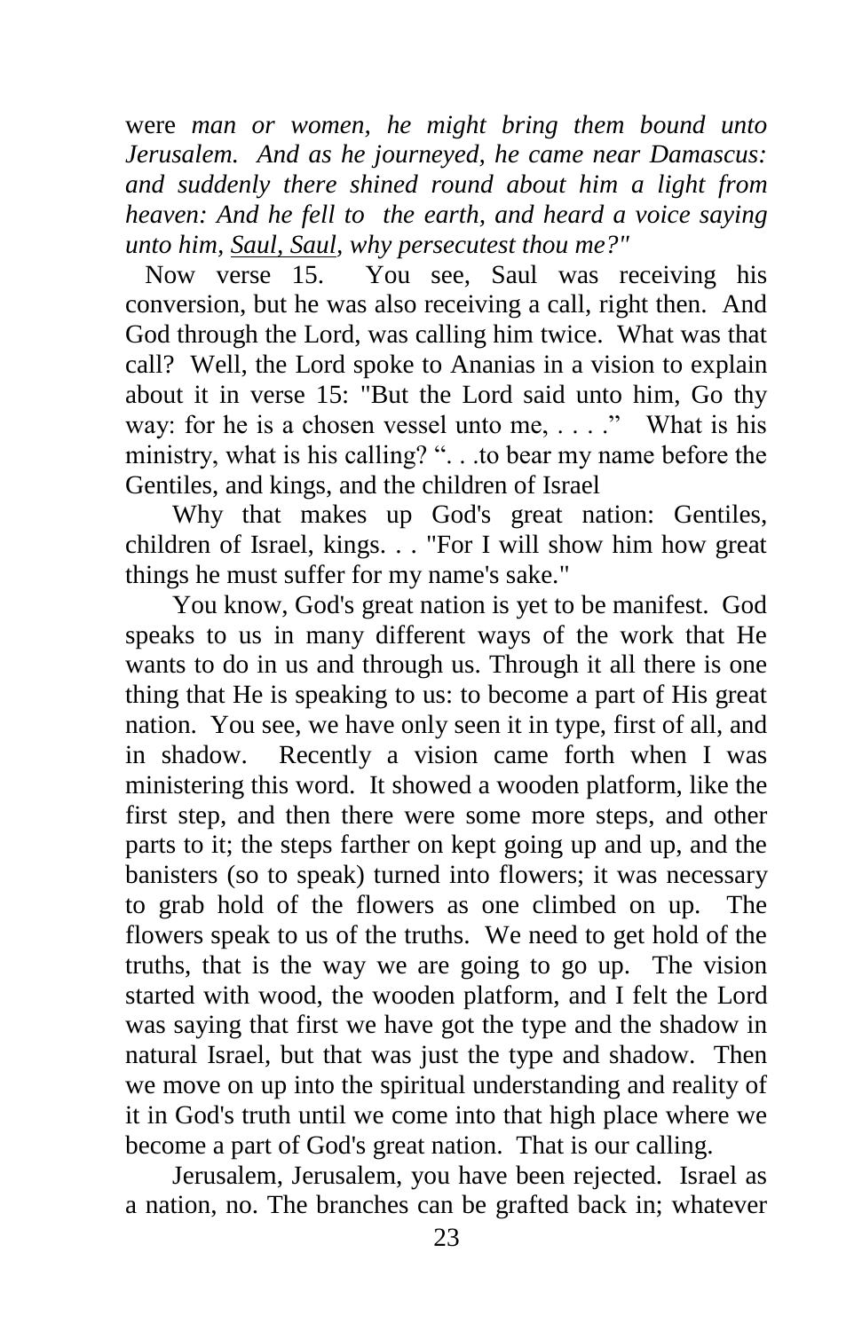were *man or women, he might bring them bound unto Jerusalem. And as he journeyed, he came near Damascus: and suddenly there shined round about him a light from heaven: And he fell to the earth, and heard a voice saying unto him, Saul, Saul, why persecutest thou me?"*

Now verse 15. You see, Saul was receiving his conversion, but he was also receiving a call, right then. And God through the Lord, was calling him twice. What was that call? Well, the Lord spoke to Ananias in a vision to explain about it in verse 15: "But the Lord said unto him, Go thy way: for he is a chosen vessel unto me, . . . ." What is his ministry, what is his calling? ". . .to bear my name before the Gentiles, and kings, and the children of Israel

Why that makes up God's great nation: Gentiles, children of Israel, kings. . . "For I will show him how great things he must suffer for my name's sake."

You know, God's great nation is yet to be manifest. God speaks to us in many different ways of the work that He wants to do in us and through us. Through it all there is one thing that He is speaking to us: to become a part of His great nation. You see, we have only seen it in type, first of all, and in shadow. Recently a vision came forth when I was ministering this word. It showed a wooden platform, like the first step, and then there were some more steps, and other parts to it; the steps farther on kept going up and up, and the banisters (so to speak) turned into flowers; it was necessary to grab hold of the flowers as one climbed on up. The flowers speak to us of the truths. We need to get hold of the truths, that is the way we are going to go up. The vision started with wood, the wooden platform, and I felt the Lord was saying that first we have got the type and the shadow in natural Israel, but that was just the type and shadow. Then we move on up into the spiritual understanding and reality of it in God's truth until we come into that high place where we become a part of God's great nation. That is our calling.

Jerusalem, Jerusalem, you have been rejected. Israel as a nation, no. The branches can be grafted back in; whatever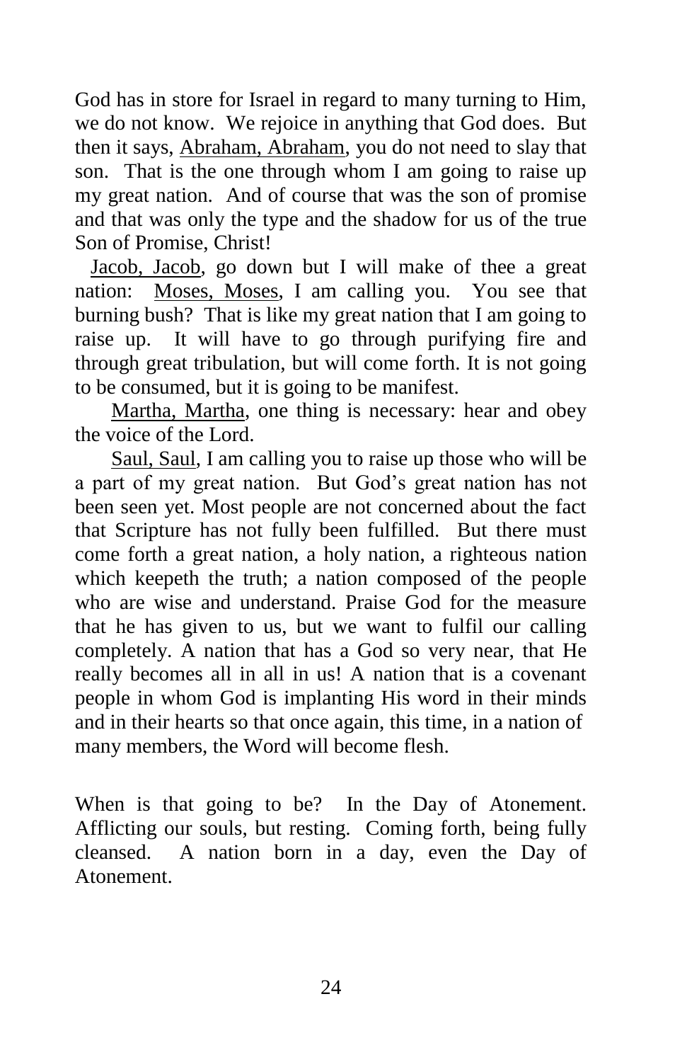God has in store for Israel in regard to many turning to Him, we do not know. We rejoice in anything that God does. But then it says, Abraham, Abraham, you do not need to slay that son. That is the one through whom I am going to raise up my great nation. And of course that was the son of promise and that was only the type and the shadow for us of the true Son of Promise, Christ!

Jacob, Jacob, go down but I will make of thee a great nation: Moses, Moses, I am calling you. You see that burning bush? That is like my great nation that I am going to raise up. It will have to go through purifying fire and through great tribulation, but will come forth. It is not going to be consumed, but it is going to be manifest.

Martha, Martha, one thing is necessary: hear and obey the voice of the Lord.

Saul, Saul, I am calling you to raise up those who will be a part of my great nation. But God's great nation has not been seen yet. Most people are not concerned about the fact that Scripture has not fully been fulfilled. But there must come forth a great nation, a holy nation, a righteous nation which keepeth the truth; a nation composed of the people who are wise and understand. Praise God for the measure that he has given to us, but we want to fulfil our calling completely. A nation that has a God so very near, that He really becomes all in all in us! A nation that is a covenant people in whom God is implanting His word in their minds and in their hearts so that once again, this time, in a nation of many members, the Word will become flesh.

When is that going to be? In the Day of Atonement. Afflicting our souls, but resting. Coming forth, being fully cleansed. A nation born in a day, even the Day of Atonement.